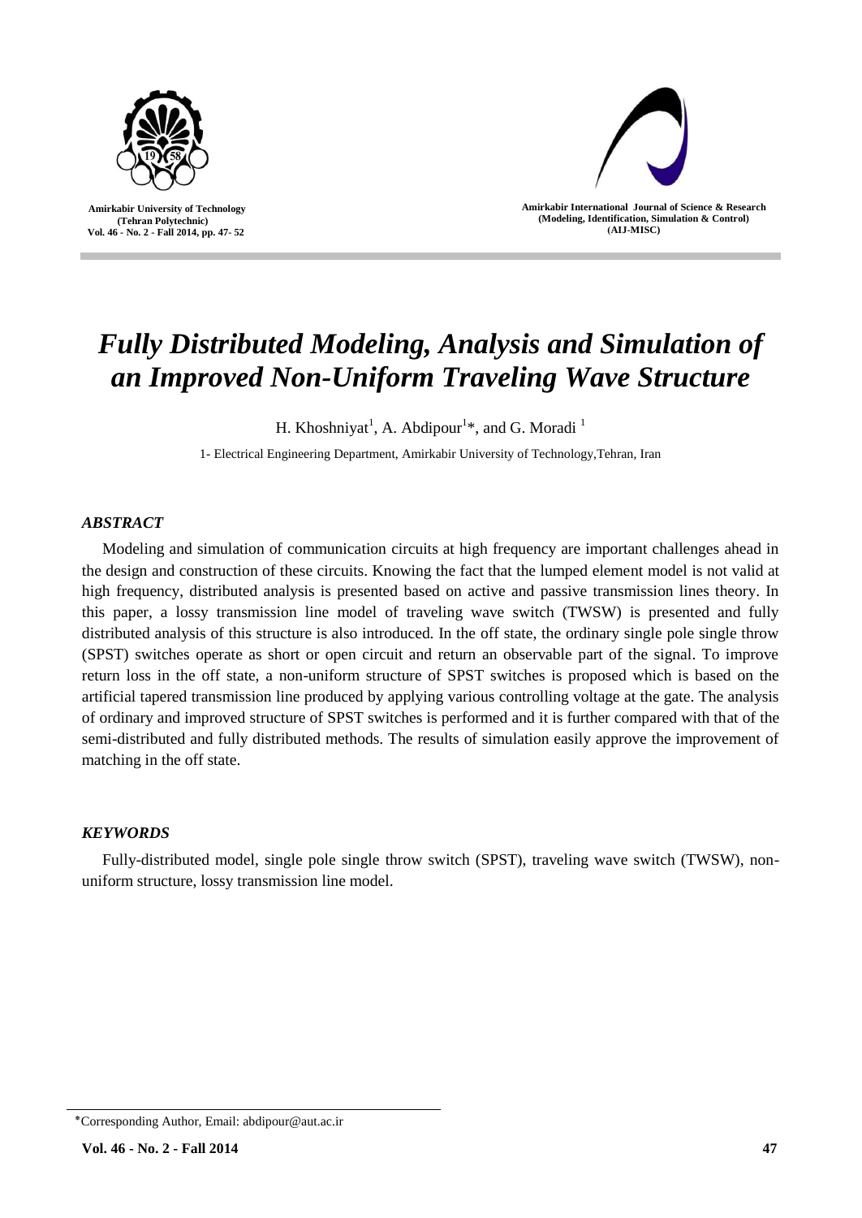# *Fully Distributed Modeling, Analysis and Simulation of an Improved Non-Uniform Traveling Wave Structure*

H. Khoshniyat[1], A. Abdipour[1]*, and G. Moradi [1]

1- Electrical Engineering Department, Amirkabir University of Technology,Tehran, Iran

### *ABSTRACT*

Modeling and simulation of communication circuits at high frequency are important challenges ahead in the design and construction of these circuits. Knowing the fact that the lumped element model is not valid at high frequency, distributed analysis is presented based on active and passive transmission lines theory. In this paper, a lossy transmission line model of traveling wave switch (TWSW) is presented and fully distributed analysis of this structure is also introduced. In the off state, the ordinary single pole single throw (SPST) switches operate as short or open circuit and return an observable part of the signal. To improve return loss in the off state, a non-uniform structure of SPST switches is proposed which is based on the artificial tapered transmission line produced by applying various controlling voltage at the gate. The analysis of ordinary and improved structure of SPST switches is performed and it is further compared with that of the semi-distributed and fully distributed methods. The results of simulation easily approve the improvement of matching in the off state.

### *KEYWORDS*

Fully-distributed model, single pole single throw switch (SPST), traveling wave switch (TWSW), non-uniform structure, lossy transmission line model.

*Corresponding Author, Email: abdipour@aut.ac.ir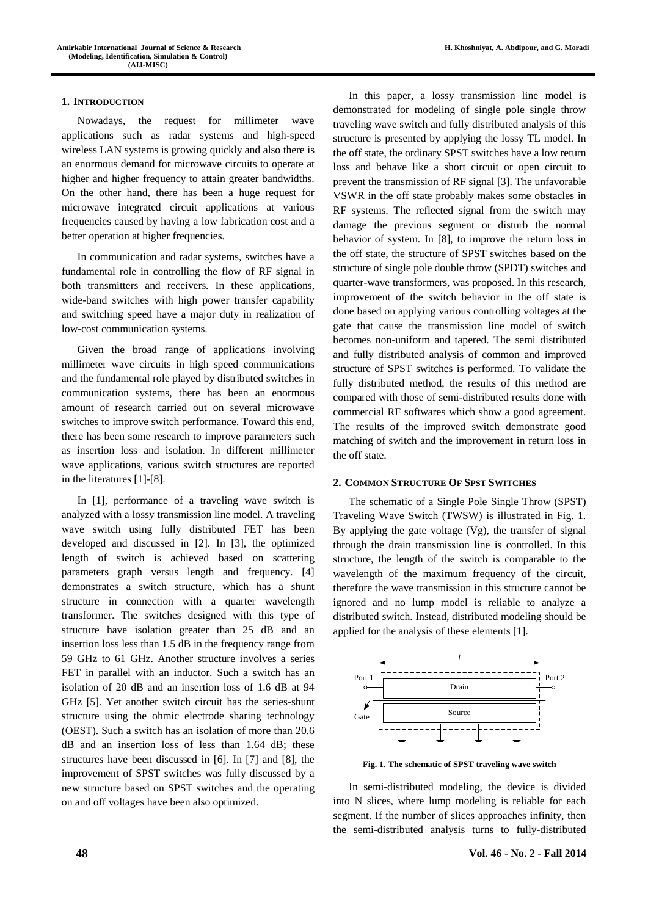## 1. INTRODUCTION

Nowadays, the request for millimeter wave applications such as radar systems and high-speed wireless LAN systems is growing quickly and also there is an enormous demand for microwave circuits to operate at higher and higher frequency to attain greater bandwidths. On the other hand, there has been a huge request for microwave integrated circuit applications at various frequencies caused by having a low fabrication cost and a better operation at higher frequencies.

In communication and radar systems, switches have a fundamental role in controlling the flow of RF signal in both transmitters and receivers. In these applications, wide-band switches with high power transfer capability and switching speed have a major duty in realization of low-cost communication systems.

Given the broad range of applications involving millimeter wave circuits in high speed communications and the fundamental role played by distributed switches in communication systems, there has been an enormous amount of research carried out on several microwave switches to improve switch performance. Toward this end, there has been some research to improve parameters such as insertion loss and isolation. In different millimeter wave applications, various switch structures are reported in the literatures [1]-[8].

In [1], performance of a traveling wave switch is analyzed with a lossy transmission line model. A traveling wave switch using fully distributed FET has been developed and discussed in [2]. In [3], the optimized length of switch is achieved based on scattering parameters graph versus length and frequency. [4] demonstrates a switch structure, which has a shunt structure in connection with a quarter wavelength transformer. The switches designed with this type of structure have isolation greater than 25 dB and an insertion loss less than 1.5 dB in the frequency range from 59 GHz to 61 GHz. Another structure involves a series FET in parallel with an inductor. Such a switch has an isolation of 20 dB and an insertion loss of 1.6 dB at 94 GHz [5]. Yet another switch circuit has the series-shunt structure using the ohmic electrode sharing technology (OEST). Such a switch has an isolation of more than 20.6 dB and an insertion loss of less than 1.64 dB; these structures have been discussed in [6]. In [7] and [8], the improvement of SPST switches was fully discussed by a new structure based on SPST switches and the operating on and off voltages have been also optimized.

In this paper, a lossy transmission line model is demonstrated for modeling of single pole single throw traveling wave switch and fully distributed analysis of this structure is presented by applying the lossy TL model. In the off state, the ordinary SPST switches have a low return loss and behave like a short circuit or open circuit to prevent the transmission of RF signal [3]. The unfavorable VSWR in the off state probably makes some obstacles in RF systems. The reflected signal from the switch may damage the previous segment or disturb the normal behavior of system. In [8], to improve the return loss in the off state, the structure of SPST switches based on the structure of single pole double throw (SPDT) switches and quarter-wave transformers, was proposed. In this research, improvement of the switch behavior in the off state is done based on applying various controlling voltages at the gate that cause the transmission line model of switch becomes non-uniform and tapered. The semi distributed and fully distributed analysis of common and improved structure of SPST switches is performed. To validate the fully distributed method, the results of this method are compared with those of semi-distributed results done with commercial RF softwares which show a good agreement. The results of the improved switch demonstrate good matching of switch and the improvement in return loss in the off state.

## 2. COMMON STRUCTURE OF SPST SWITCHES

The schematic of a Single Pole Single Throw (SPST) Traveling Wave Switch (TWSW) is illustrated in Fig. 1. By applying the gate voltage (Vg), the transfer of signal through the drain transmission line is controlled. In this structure, the length of the switch is comparable to the wavelength of the maximum frequency of the circuit, therefore the wave transmission in this structure cannot be ignored and no lump model is reliable to analyze a distributed switch. Instead, distributed modeling should be applied for the analysis of these elements [1].

**Fig. 1. The schematic of SPST traveling wave switch**

In semi-distributed modeling, the device is divided into N slices, where lump modeling is reliable for each segment. If the number of slices approaches infinity, then the semi-distributed analysis turns to fully-distributed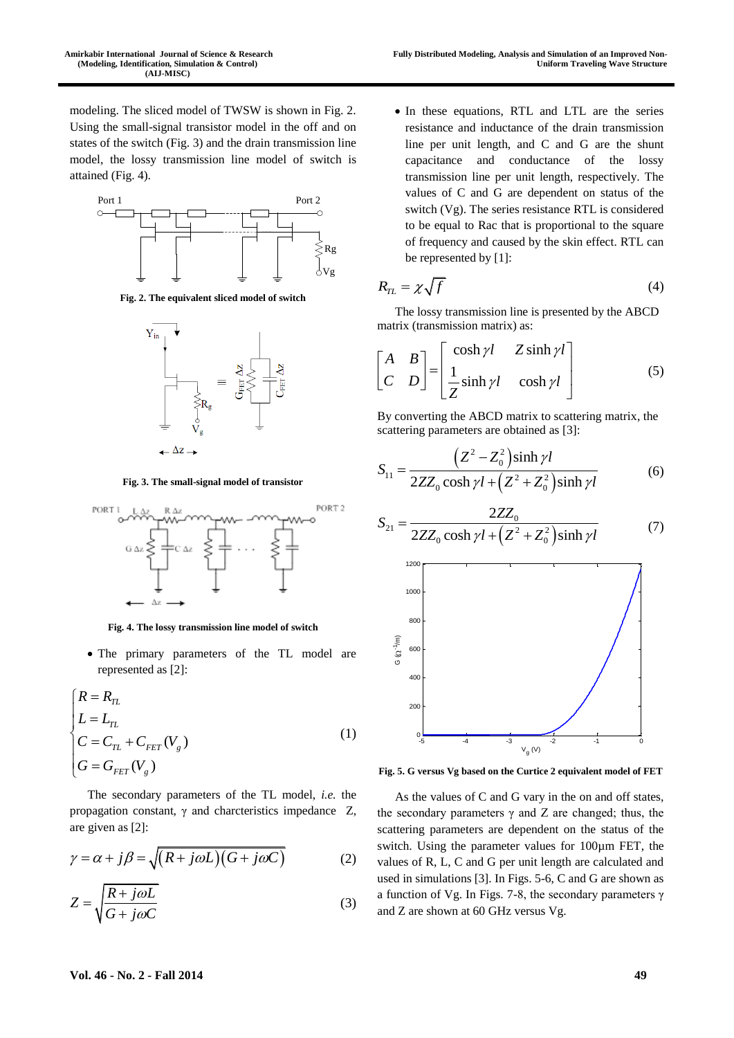modeling. The sliced model of TWSW is shown in Fig. 2. Using the small-signal transistor model in the off and on states of the switch (Fig. 3) and the drain transmission line model, the lossy transmission line model of switch is attained (Fig. 4).

**Fig. 2. The equivalent sliced model of switch**

**Fig. 3. The small-signal model of transistor**

**Fig. 4. The lossy transmission line model of switch**

- The primary parameters of the TL model are represented as [2]:

$$\begin{cases} R = R_{TL} \\ L = L_{TL} \\ C = C_{TL} + C_{FET}(V_g) \\ G = G_{FET}(V_g) \end{cases} \tag{1}$$

The secondary parameters of the TL model, *i.e.* the propagation constant, γ and charcteristics impedance Z, are given as [2]:

$$\gamma = \alpha + j\beta = \sqrt{(R + j\omega L)(G + j\omega C)} \tag{2}$$

$$Z = \sqrt{\frac{R + j\omega L}{G + j\omega C}} \tag{3}$$

- In these equations, RTL and LTL are the series resistance and inductance of the drain transmission line per unit length, and C and G are the shunt capacitance and conductance of the lossy transmission line per unit length, respectively. The values of C and G are dependent on status of the switch (Vg). The series resistance RTL is considered to be equal to Rac that is proportional to the square of frequency and caused by the skin effect. RTL can be represented by [1]:

$$R_{TL} = \chi\sqrt{f} \tag{4}$$

The lossy transmission line is presented by the ABCD matrix (transmission matrix) as:

$$\begin{bmatrix} A & B \\ C & D \end{bmatrix} = \begin{bmatrix} \cosh \gamma l & Z \sinh \gamma l \\ \frac{1}{Z} \sinh \gamma l & \cosh \gamma l \end{bmatrix} \tag{5}$$

By converting the ABCD matrix to scattering matrix, the scattering parameters are obtained as [3]:

$$S_{11} = \frac{\left(Z^2 - Z_0^2\right)\sinh \gamma l}{2ZZ_0 \cosh \gamma l + \left(Z^2 + Z_0^2\right)\sinh \gamma l} \tag{6}$$

$$S_{21} = \frac{2ZZ_0}{2ZZ_0 \cosh \gamma l + \left(Z^2 + Z_0^2\right)\sinh \gamma l} \tag{7}$$

**Fig. 5. G versus Vg based on the Curtice 2 equivalent model of FET**

As the values of C and G vary in the on and off states, the secondary parameters γ and Z are changed; thus, the scattering parameters are dependent on the status of the switch. Using the parameter values for 100µm FET, the values of R, L, C and G per unit length are calculated and used in simulations [3]. In Figs. 5-6, C and G are shown as a function of Vg. In Figs. 7-8, the secondary parameters γ and Z are shown at 60 GHz versus Vg.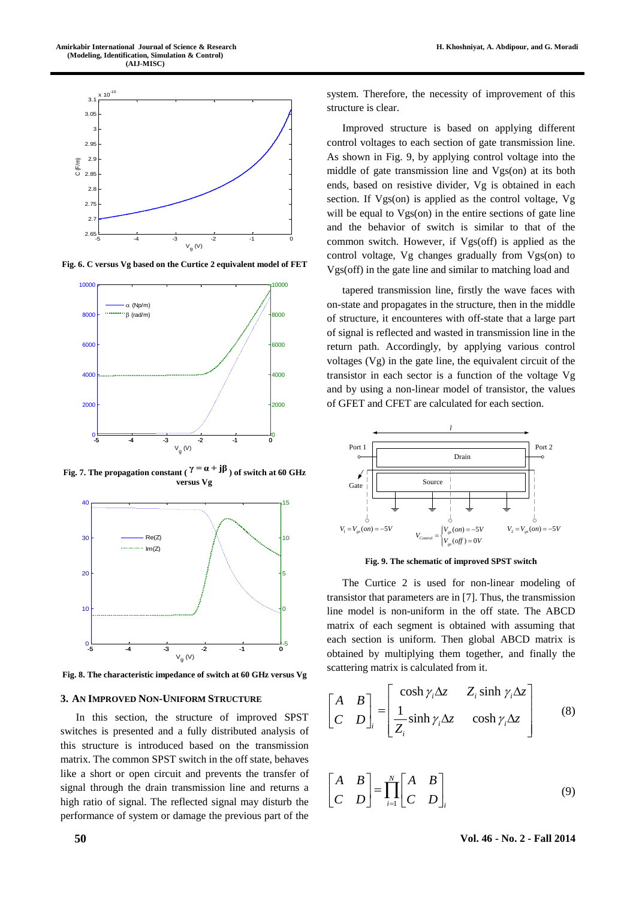Fig. 6. C versus Vg based on the Curtice 2 equivalent model of FET

Fig. 7. The propagation constant ( $\gamma = \alpha + j\beta$ ) of switch at 60 GHz versus Vg

Fig. 8. The characteristic impedance of switch at 60 GHz versus Vg

## 3. An Improved Non-Uniform Structure

In this section, the structure of improved SPST switches is presented and a fully distributed analysis of this structure is introduced based on the transmission matrix. The common SPST switch in the off state, behaves like a short or open circuit and prevents the transfer of signal through the drain transmission line and returns a high ratio of signal. The reflected signal may disturb the performance of system or damage the previous part of the system. Therefore, the necessity of improvement of this structure is clear.

Improved structure is based on applying different control voltages to each section of gate transmission line. As shown in Fig. 9, by applying control voltage into the middle of gate transmission line and Vgs(on) at its both ends, based on resistive divider, Vg is obtained in each section. If Vgs(on) is applied as the control voltage, Vg will be equal to Vgs(on) in the entire sections of gate line and the behavior of switch is similar to that of the common switch. However, if Vgs(off) is applied as the control voltage, Vg changes gradually from Vgs(on) to Vgs(off) in the gate line and similar to matching load and

tapered transmission line, firstly the wave faces with on-state and propagates in the structure, then in the middle of structure, it encounteres with off-state that a large part of signal is reflected and wasted in transmission line in the return path. Accordingly, by applying various control voltages (Vg) in the gate line, the equivalent circuit of the transistor in each sector is a function of the voltage Vg and by using a non-linear model of transistor, the values of GFET and CFET are calculated for each section.

Fig. 9. The schematic of improved SPST switch

The Curtice 2 is used for non-linear modeling of transistor that parameters are in [7]. Thus, the transmission line model is non-uniform in the off state. The ABCD matrix of each segment is obtained with assuming that each section is uniform. Then global ABCD matrix is obtained by multiplying them together, and finally the scattering matrix is calculated from it.

$$\begin{bmatrix} A & B \\ C & D \end{bmatrix}_i = \begin{bmatrix} \cosh \gamma_i \Delta z & Z_i \sinh \gamma_i \Delta z \\ \dfrac{1}{Z_i} \sinh \gamma_i \Delta z & \cosh \gamma_i \Delta z \end{bmatrix} \tag{8}$$

$$\begin{bmatrix} A & B \\ C & D \end{bmatrix} = \prod_{i=1}^{N} \begin{bmatrix} A & B \\ C & D \end{bmatrix}_i \tag{9}$$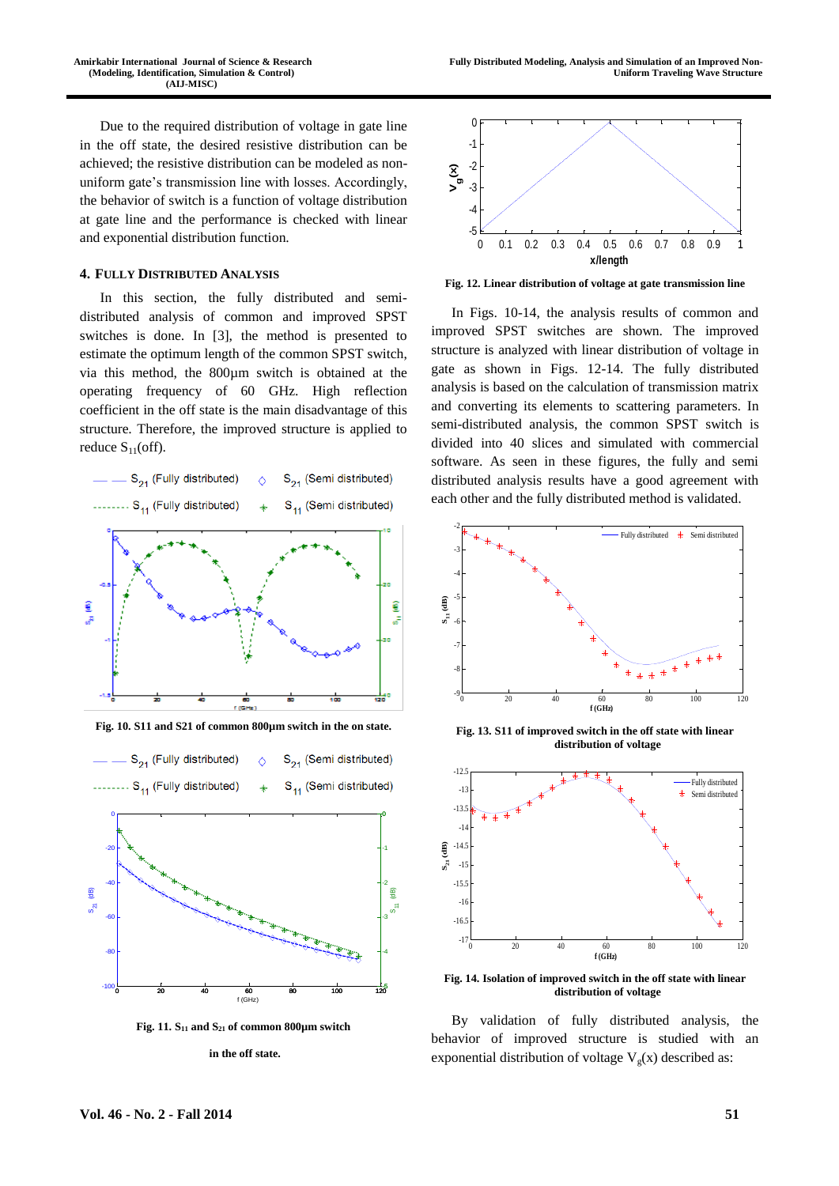Due to the required distribution of voltage in gate line in the off state, the desired resistive distribution can be achieved; the resistive distribution can be modeled as non-uniform gate's transmission line with losses. Accordingly, the behavior of switch is a function of voltage distribution at gate line and the performance is checked with linear and exponential distribution function.

## 4. Fully Distributed Analysis

In this section, the fully distributed and semi-distributed analysis of common and improved SPST switches is done. In [3], the method is presented to estimate the optimum length of the common SPST switch, via this method, the 800µm switch is obtained at the operating frequency of 60 GHz. High reflection coefficient in the off state is the main disadvantage of this structure. Therefore, the improved structure is applied to reduce $S_{11}$(off).

**Fig. 10. S11 and S21 of common 800µm switch in the on state.**

**Fig. 11. $S_{11}$ and $S_{21}$ of common 800µm switch in the off state.**

**Fig. 12. Linear distribution of voltage at gate transmission line**

In Figs. 10-14, the analysis results of common and improved SPST switches are shown. The improved structure is analyzed with linear distribution of voltage in gate as shown in Figs. 12-14. The fully distributed analysis is based on the calculation of transmission matrix and converting its elements to scattering parameters. In semi-distributed analysis, the common SPST switch is divided into 40 slices and simulated with commercial software. As seen in these figures, the fully and semi distributed analysis results have a good agreement with each other and the fully distributed method is validated.

**Fig. 13. S11 of improved switch in the off state with linear distribution of voltage**

**Fig. 14. Isolation of improved switch in the off state with linear distribution of voltage**

By validation of fully distributed analysis, the behavior of improved structure is studied with an exponential distribution of voltage $V_g(x)$ described as: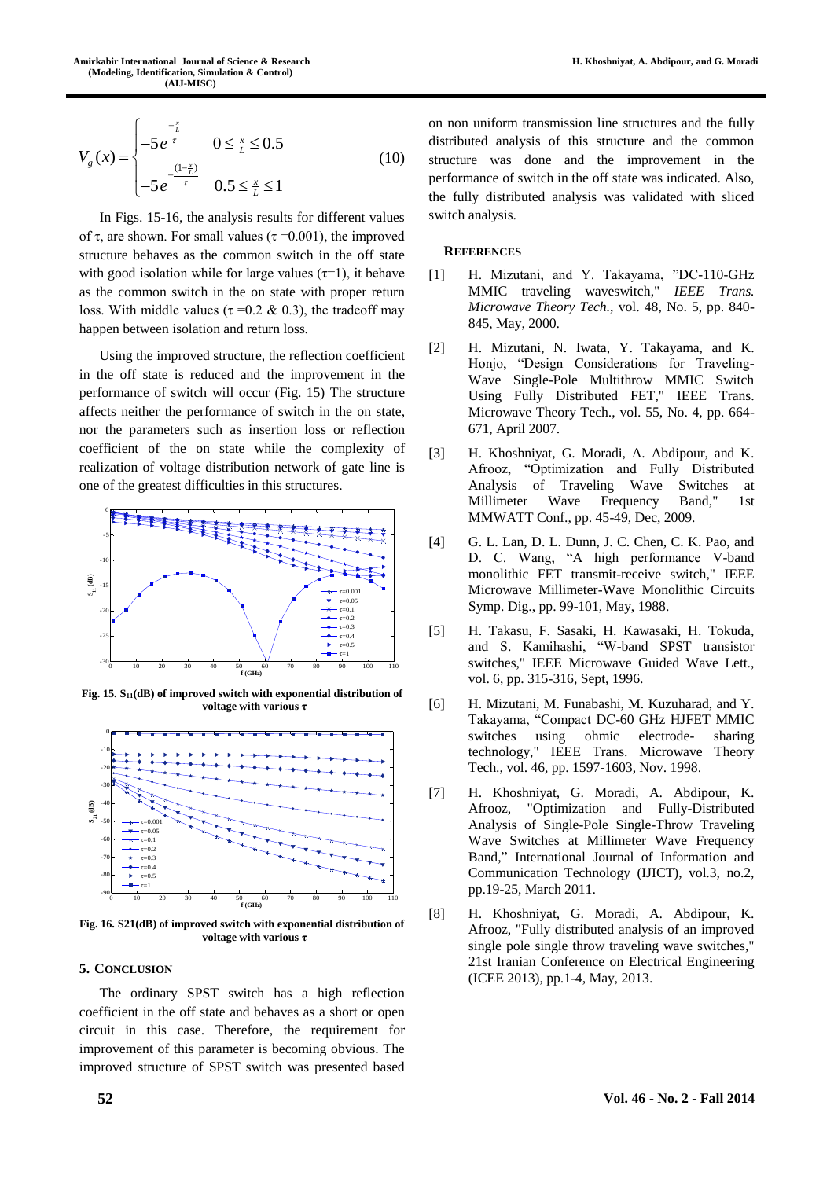$$V_g(x) = \begin{cases} -5e^{\frac{-\frac{x}{L}}{\tau}} & 0 \le \frac{x}{L} \le 0.5 \\ -5e^{-\frac{(1-\frac{x}{L})}{\tau}} & 0.5 \le \frac{x}{L} \le 1 \end{cases} \quad (10)$$

In Figs. 15-16, the analysis results for different values of τ, are shown. For small values (τ =0.001), the improved structure behaves as the common switch in the off state with good isolation while for large values (τ=1), it behave as the common switch in the on state with proper return loss. With middle values (τ =0.2 & 0.3), the tradeoff may happen between isolation and return loss.

Using the improved structure, the reflection coefficient in the off state is reduced and the improvement in the performance of switch will occur (Fig. 15) The structure affects neither the performance of switch in the on state, nor the parameters such as insertion loss or reflection coefficient of the on state while the complexity of realization of voltage distribution network of gate line is one of the greatest difficulties in this structures.

$S_{11}$ (dB)
0
-5
-10
-15
-20
-25
-30
0 10 20 30 40 50 60 70 80 90 100 110
f (GHz)
τ=0.001
τ=0.05
τ=0.1
τ=0.2
τ=0.3
τ=0.4
τ=0.5
τ=1

**Fig. 15. $S_{11}$(dB) of improved switch with exponential distribution of voltage with various τ**

$S_{21}$ (dB)
0
-10
-20
-30
-40
-50
-60
-70
-80
-90
0 10 20 30 40 50 60 70 80 90 100 110
f (GHz)
τ=0.001
τ=0.05
τ=0.1
τ=0.2
τ=0.3
τ=0.4
τ=0.5
τ=1

**Fig. 16. S21(dB) of improved switch with exponential distribution of voltage with various τ**

## 5. Conclusion

The ordinary SPST switch has a high reflection coefficient in the off state and behaves as a short or open circuit in this case. Therefore, the requirement for improvement of this parameter is becoming obvious. The improved structure of SPST switch was presented based on non uniform transmission line structures and the fully distributed analysis of this structure and the common structure was done and the improvement in the performance of switch in the off state was indicated. Also, the fully distributed analysis was validated with sliced switch analysis.

## References

[1] H. Mizutani, and Y. Takayama, "DC-110-GHz MMIC traveling waveswitch," *IEEE Trans. Microwave Theory Tech.*, vol. 48, No. 5, pp. 840-845, May, 2000.

[2] H. Mizutani, N. Iwata, Y. Takayama, and K. Honjo, "Design Considerations for Traveling-Wave Single-Pole Multithrow MMIC Switch Using Fully Distributed FET," IEEE Trans. Microwave Theory Tech., vol. 55, No. 4, pp. 664-671, April 2007.

[3] H. Khoshniyat, G. Moradi, A. Abdipour, and K. Afrooz, "Optimization and Fully Distributed Analysis of Traveling Wave Switches at Millimeter Wave Frequency Band," 1st MMWATT Conf., pp. 45-49, Dec, 2009.

[4] G. L. Lan, D. L. Dunn, J. C. Chen, C. K. Pao, and D. C. Wang, "A high performance V-band monolithic FET transmit-receive switch," IEEE Microwave Millimeter-Wave Monolithic Circuits Symp. Dig., pp. 99-101, May, 1988.

[5] H. Takasu, F. Sasaki, H. Kawasaki, H. Tokuda, and S. Kamihashi, "W-band SPST transistor switches," IEEE Microwave Guided Wave Lett., vol. 6, pp. 315-316, Sept, 1996.

[6] H. Mizutani, M. Funabashi, M. Kuzuharad, and Y. Takayama, "Compact DC-60 GHz HJFET MMIC switches using ohmic electrode- sharing technology," IEEE Trans. Microwave Theory Tech., vol. 46, pp. 1597-1603, Nov. 1998.

[7] H. Khoshniyat, G. Moradi, A. Abdipour, K. Afrooz, "Optimization and Fully-Distributed Analysis of Single-Pole Single-Throw Traveling Wave Switches at Millimeter Wave Frequency Band," International Journal of Information and Communication Technology (IJICT), vol.3, no.2, pp.19-25, March 2011.

[8] H. Khoshniyat, G. Moradi, A. Abdipour, K. Afrooz, "Fully distributed analysis of an improved single pole single throw traveling wave switches," 21st Iranian Conference on Electrical Engineering (ICEE 2013), pp.1-4, May, 2013.